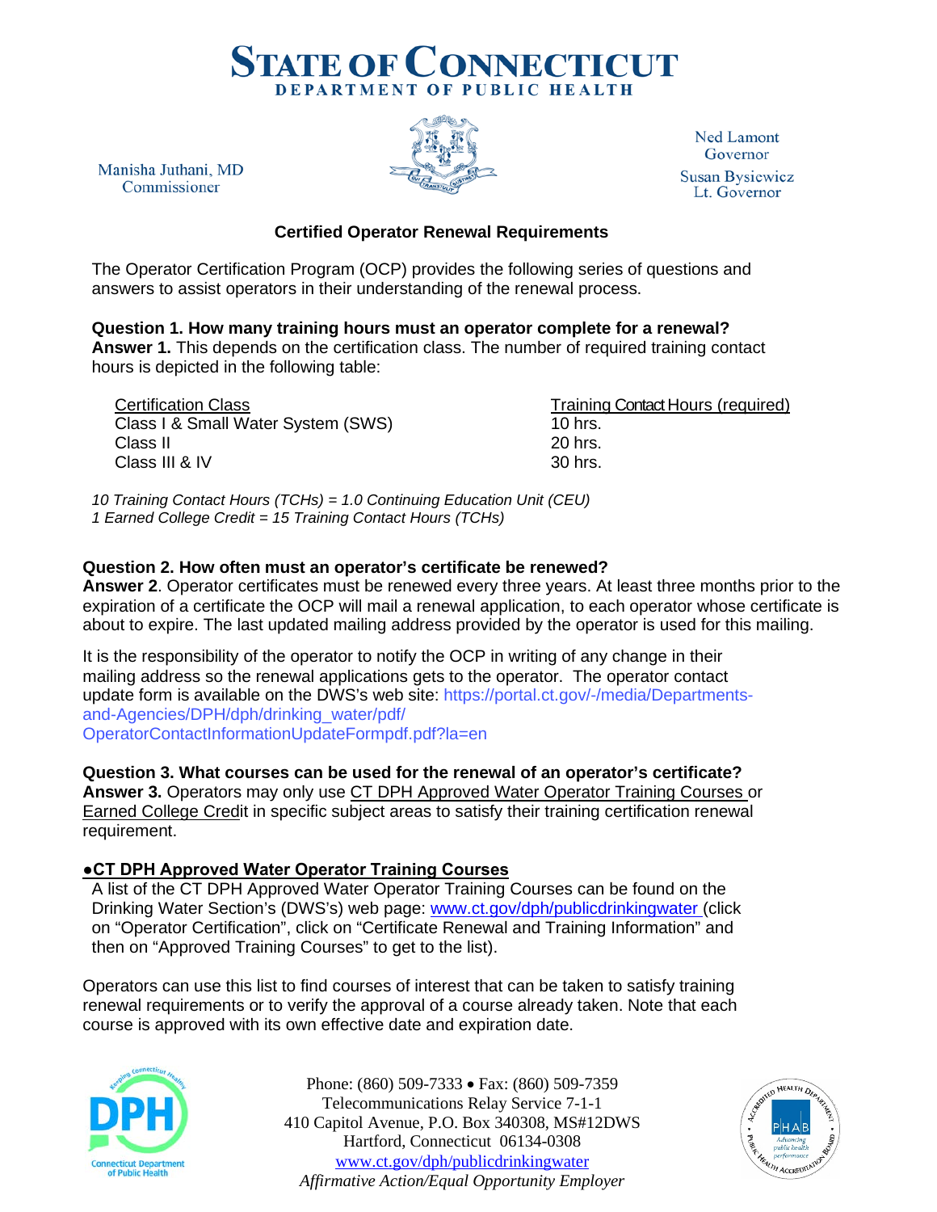# STATE OF CONNECTICUT
## DEPARTMENT OF PUBLIC HEALTH

Manisha Juthani, MD
Commissioner

Ned Lamont
Governor

Susan Bysiewicz
Lt. Governor

### Certified Operator Renewal Requirements

The Operator Certification Program (OCP) provides the following series of questions and answers to assist operators in their understanding of the renewal process.

**Question 1. How many training hours must an operator complete for a renewal?**
**Answer 1.** This depends on the certification class. The number of required training contact hours is depicted in the following table:

| Certification Class | Training Contact Hours (required) |
|---|---|
| Class I & Small Water System (SWS) | 10 hrs. |
| Class II | 20 hrs. |
| Class III & IV | 30 hrs. |

*10 Training Contact Hours (TCHs) = 1.0 Continuing Education Unit (CEU)*
*1 Earned College Credit = 15 Training Contact Hours (TCHs)*

**Question 2. How often must an operator's certificate be renewed?**
**Answer 2**. Operator certificates must be renewed every three years. At least three months prior to the expiration of a certificate the OCP will mail a renewal application, to each operator whose certificate is about to expire. The last updated mailing address provided by the operator is used for this mailing.

It is the responsibility of the operator to notify the OCP in writing of any change in their mailing address so the renewal applications gets to the operator. The operator contact update form is available on the DWS's web site: https://portal.ct.gov/-/media/Departments-and-Agencies/DPH/dph/drinking_water/pdf/OperatorContactInformationUpdateFormpdf.pdf?la=en

**Question 3. What courses can be used for the renewal of an operator's certificate?**
**Answer 3.** Operators may only use CT DPH Approved Water Operator Training Courses or Earned College Credit in specific subject areas to satisfy their training certification renewal requirement.

**●CT DPH Approved Water Operator Training Courses**
A list of the CT DPH Approved Water Operator Training Courses can be found on the Drinking Water Section's (DWS's) web page: www.ct.gov/dph/publicdrinkingwater (click on "Operator Certification", click on "Certificate Renewal and Training Information" and then on "Approved Training Courses" to get to the list).

Operators can use this list to find courses of interest that can be taken to satisfy training renewal requirements or to verify the approval of a course already taken. Note that each course is approved with its own effective date and expiration date.

Phone: (860) 509-7333 • Fax: (860) 509-7359
Telecommunications Relay Service 7-1-1
410 Capitol Avenue, P.O. Box 340308, MS#12DWS
Hartford, Connecticut 06134-0308
www.ct.gov/dph/publicdrinkingwater
*Affirmative Action/Equal Opportunity Employer*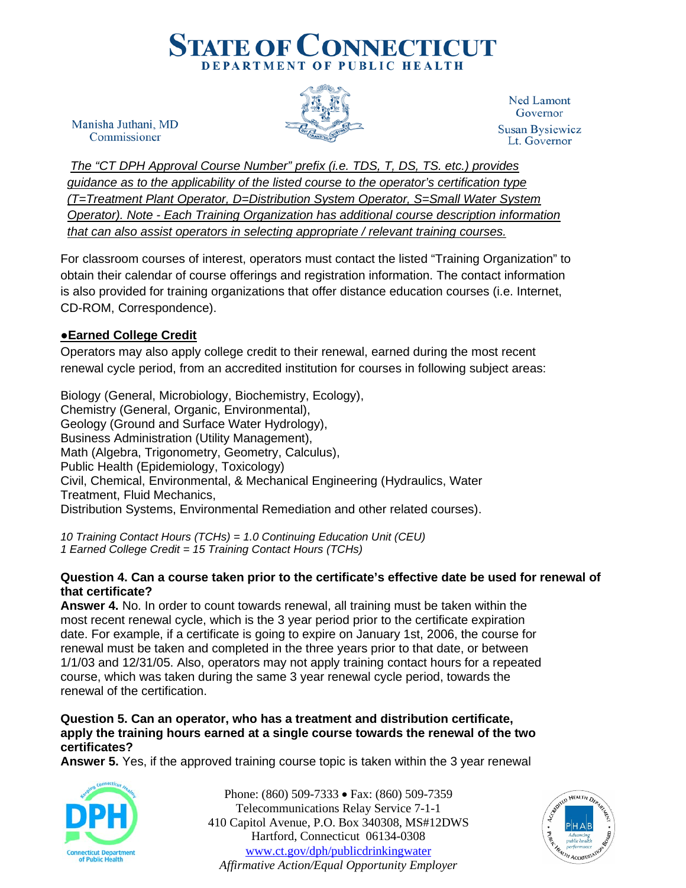*The "CT DPH Approval Course Number" prefix (i.e. TDS, T, DS, TS. etc.) provides guidance as to the applicability of the listed course to the operator's certification type (T=Treatment Plant Operator, D=Distribution System Operator, S=Small Water System Operator). Note - Each Training Organization has additional course description information that can also assist operators in selecting appropriate / relevant training courses.*

For classroom courses of interest, operators must contact the listed "Training Organization" to obtain their calendar of course offerings and registration information. The contact information is also provided for training organizations that offer distance education courses (i.e. Internet, CD-ROM, Correspondence).

**●Earned College Credit**

Operators may also apply college credit to their renewal, earned during the most recent renewal cycle period, from an accredited institution for courses in following subject areas:

Biology (General, Microbiology, Biochemistry, Ecology),
Chemistry (General, Organic, Environmental),
Geology (Ground and Surface Water Hydrology),
Business Administration (Utility Management),
Math (Algebra, Trigonometry, Geometry, Calculus),
Public Health (Epidemiology, Toxicology)
Civil, Chemical, Environmental, & Mechanical Engineering (Hydraulics, Water Treatment, Fluid Mechanics,
Distribution Systems, Environmental Remediation and other related courses).

*10 Training Contact Hours (TCHs) = 1.0 Continuing Education Unit (CEU)*
*1 Earned College Credit = 15 Training Contact Hours (TCHs)*

**Question 4. Can a course taken prior to the certificate's effective date be used for renewal of that certificate?**

**Answer 4.** No. In order to count towards renewal, all training must be taken within the most recent renewal cycle, which is the 3 year period prior to the certificate expiration date. For example, if a certificate is going to expire on January 1st, 2006, the course for renewal must be taken and completed in the three years prior to that date, or between 1/1/03 and 12/31/05. Also, operators may not apply training contact hours for a repeated course, which was taken during the same 3 year renewal cycle period, towards the renewal of the certification.

**Question 5. Can an operator, who has a treatment and distribution certificate, apply the training hours earned at a single course towards the renewal of the two certificates?**

**Answer 5.** Yes, if the approved training course topic is taken within the 3 year renewal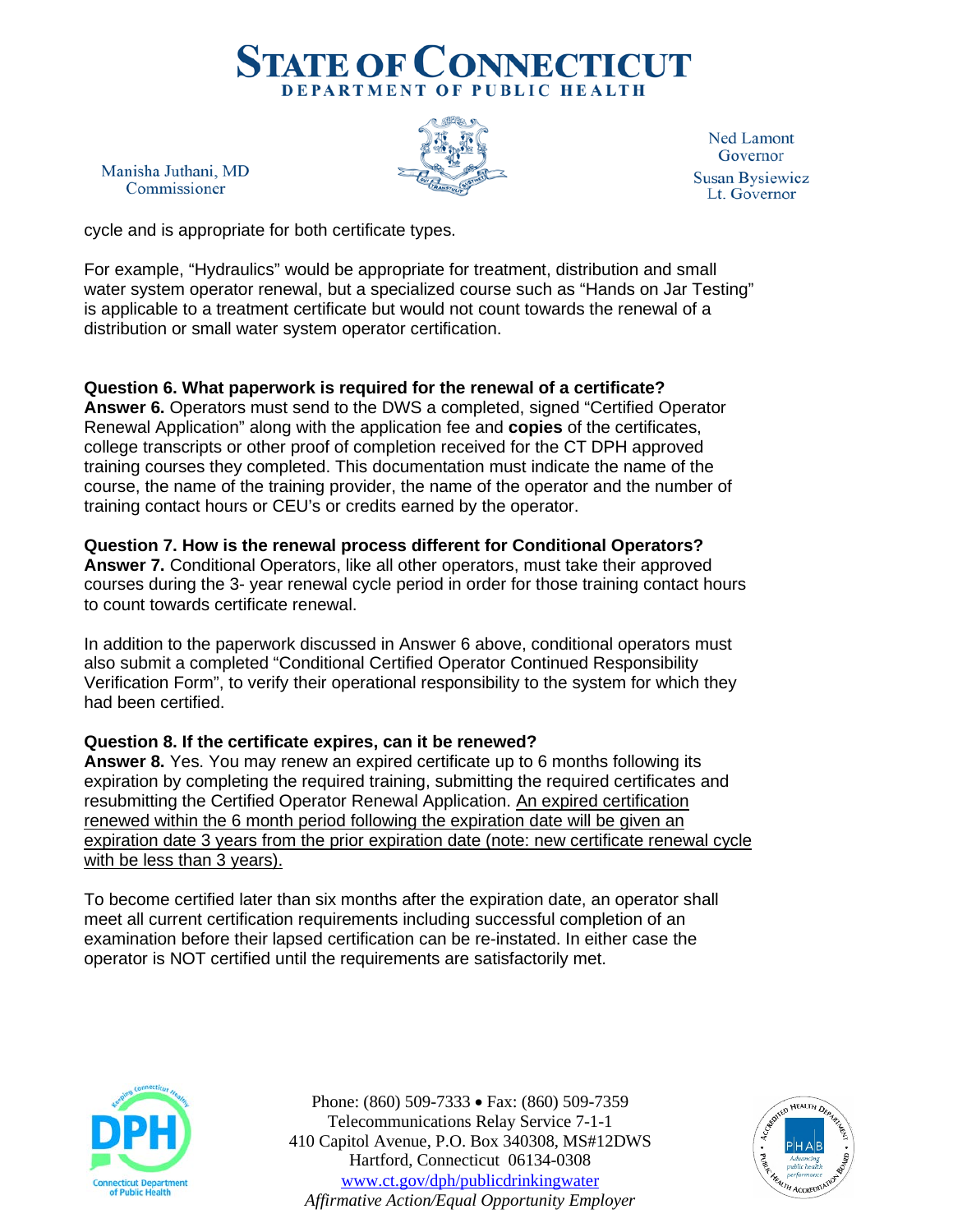cycle and is appropriate for both certificate types.

For example, “Hydraulics” would be appropriate for treatment, distribution and small water system operator renewal, but a specialized course such as “Hands on Jar Testing” is applicable to a treatment certificate but would not count towards the renewal of a distribution or small water system operator certification.

**Question 6. What paperwork is required for the renewal of a certificate?**
**Answer 6.** Operators must send to the DWS a completed, signed “Certified Operator Renewal Application” along with the application fee and **copies** of the certificates, college transcripts or other proof of completion received for the CT DPH approved training courses they completed. This documentation must indicate the name of the course, the name of the training provider, the name of the operator and the number of training contact hours or CEU’s or credits earned by the operator.

**Question 7. How is the renewal process different for Conditional Operators?**
**Answer 7.** Conditional Operators, like all other operators, must take their approved courses during the 3- year renewal cycle period in order for those training contact hours to count towards certificate renewal.

In addition to the paperwork discussed in Answer 6 above, conditional operators must also submit a completed “Conditional Certified Operator Continued Responsibility Verification Form”, to verify their operational responsibility to the system for which they had been certified.

**Question 8. If the certificate expires, can it be renewed?**
**Answer 8.** Yes. You may renew an expired certificate up to 6 months following its expiration by completing the required training, submitting the required certificates and resubmitting the Certified Operator Renewal Application. <u>An expired certification renewed within the 6 month period following the expiration date will be given an expiration date 3 years from the prior expiration date (note: new certificate renewal cycle with be less than 3 years).</u>

To become certified later than six months after the expiration date, an operator shall meet all current certification requirements including successful completion of an examination before their lapsed certification can be re-instated. In either case the operator is NOT certified until the requirements are satisfactorily met.